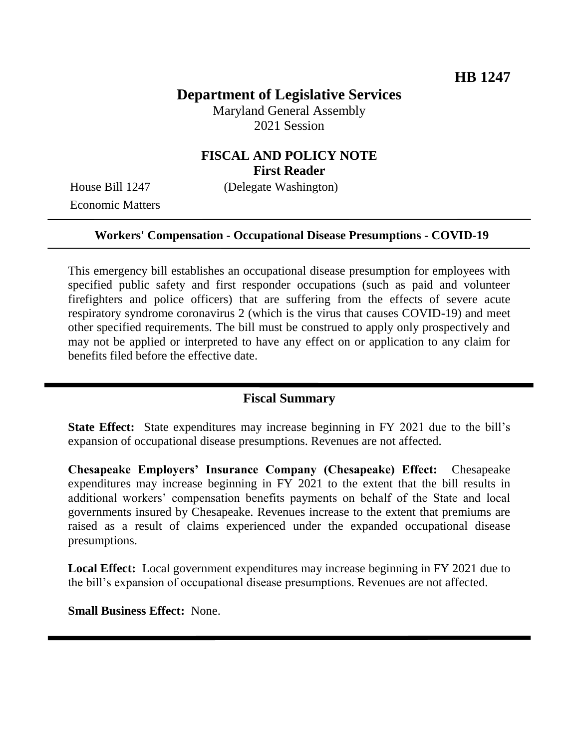**HB 1247**

# Department of Legislative Services

Maryland General Assembly
2021 Session

## FISCAL AND POLICY NOTE
**First Reader**

House Bill 1247 (Delegate Washington)
Economic Matters

---

**Workers' Compensation - Occupational Disease Presumptions - COVID-19**

---

This emergency bill establishes an occupational disease presumption for employees with specified public safety and first responder occupations (such as paid and volunteer firefighters and police officers) that are suffering from the effects of severe acute respiratory syndrome coronavirus 2 (which is the virus that causes COVID-19) and meet other specified requirements. The bill must be construed to apply only prospectively and may not be applied or interpreted to have any effect on or application to any claim for benefits filed before the effective date.

---

## Fiscal Summary

**State Effect:** State expenditures may increase beginning in FY 2021 due to the bill's expansion of occupational disease presumptions. Revenues are not affected.

**Chesapeake Employers' Insurance Company (Chesapeake) Effect:** Chesapeake expenditures may increase beginning in FY 2021 to the extent that the bill results in additional workers' compensation benefits payments on behalf of the State and local governments insured by Chesapeake. Revenues increase to the extent that premiums are raised as a result of claims experienced under the expanded occupational disease presumptions.

**Local Effect:** Local government expenditures may increase beginning in FY 2021 due to the bill's expansion of occupational disease presumptions. Revenues are not affected.

**Small Business Effect:** None.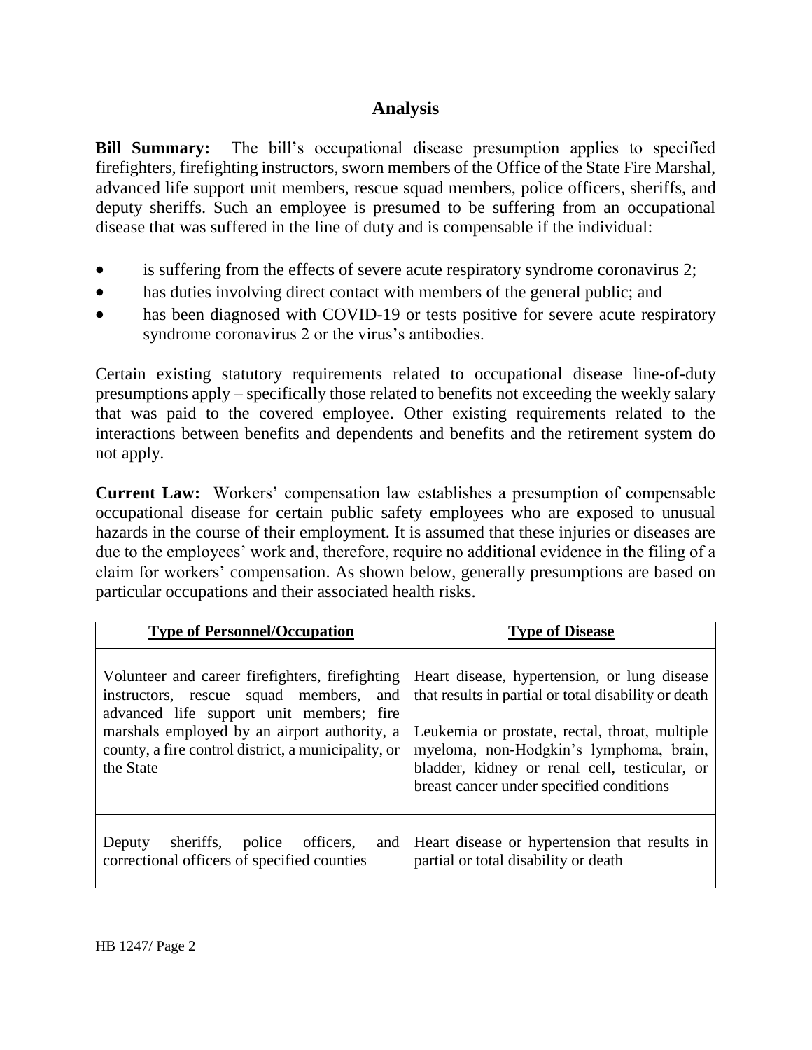## Analysis

**Bill Summary:** The bill's occupational disease presumption applies to specified firefighters, firefighting instructors, sworn members of the Office of the State Fire Marshal, advanced life support unit members, rescue squad members, police officers, sheriffs, and deputy sheriffs. Such an employee is presumed to be suffering from an occupational disease that was suffered in the line of duty and is compensable if the individual:

- is suffering from the effects of severe acute respiratory syndrome coronavirus 2;
- has duties involving direct contact with members of the general public; and
- has been diagnosed with COVID-19 or tests positive for severe acute respiratory syndrome coronavirus 2 or the virus's antibodies.

Certain existing statutory requirements related to occupational disease line-of-duty presumptions apply – specifically those related to benefits not exceeding the weekly salary that was paid to the covered employee. Other existing requirements related to the interactions between benefits and dependents and benefits and the retirement system do not apply.

**Current Law:** Workers' compensation law establishes a presumption of compensable occupational disease for certain public safety employees who are exposed to unusual hazards in the course of their employment. It is assumed that these injuries or diseases are due to the employees' work and, therefore, require no additional evidence in the filing of a claim for workers' compensation. As shown below, generally presumptions are based on particular occupations and their associated health risks.

| Type of Personnel/Occupation | Type of Disease |
|---|---|
| Volunteer and career firefighters, firefighting instructors, rescue squad members, and advanced life support unit members; fire marshals employed by an airport authority, a county, a fire control district, a municipality, or the State | Heart disease, hypertension, or lung disease that results in partial or total disability or death<br><br>Leukemia or prostate, rectal, throat, multiple myeloma, non-Hodgkin's lymphoma, brain, bladder, kidney or renal cell, testicular, or breast cancer under specified conditions |
| Deputy sheriffs, police officers, and correctional officers of specified counties | Heart disease or hypertension that results in partial or total disability or death |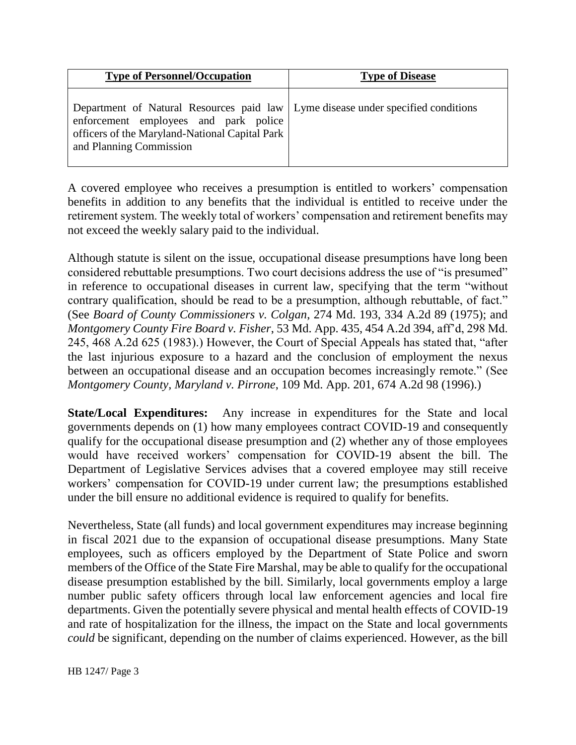| Type of Personnel/Occupation | Type of Disease |
| --- | --- |
| Department of Natural Resources paid law enforcement employees and park police officers of the Maryland-National Capital Park and Planning Commission | Lyme disease under specified conditions |

A covered employee who receives a presumption is entitled to workers' compensation benefits in addition to any benefits that the individual is entitled to receive under the retirement system. The weekly total of workers' compensation and retirement benefits may not exceed the weekly salary paid to the individual.

Although statute is silent on the issue, occupational disease presumptions have long been considered rebuttable presumptions. Two court decisions address the use of "is presumed" in reference to occupational diseases in current law, specifying that the term "without contrary qualification, should be read to be a presumption, although rebuttable, of fact." (See *Board of County Commissioners v. Colgan*, 274 Md. 193, 334 A.2d 89 (1975); and *Montgomery County Fire Board v. Fisher*, 53 Md. App. 435, 454 A.2d 394, aff'd, 298 Md. 245, 468 A.2d 625 (1983).) However, the Court of Special Appeals has stated that, "after the last injurious exposure to a hazard and the conclusion of employment the nexus between an occupational disease and an occupation becomes increasingly remote." (See *Montgomery County, Maryland v. Pirrone*, 109 Md. App. 201, 674 A.2d 98 (1996).)

**State/Local Expenditures:** Any increase in expenditures for the State and local governments depends on (1) how many employees contract COVID-19 and consequently qualify for the occupational disease presumption and (2) whether any of those employees would have received workers' compensation for COVID-19 absent the bill. The Department of Legislative Services advises that a covered employee may still receive workers' compensation for COVID-19 under current law; the presumptions established under the bill ensure no additional evidence is required to qualify for benefits.

Nevertheless, State (all funds) and local government expenditures may increase beginning in fiscal 2021 due to the expansion of occupational disease presumptions. Many State employees, such as officers employed by the Department of State Police and sworn members of the Office of the State Fire Marshal, may be able to qualify for the occupational disease presumption established by the bill. Similarly, local governments employ a large number public safety officers through local law enforcement agencies and local fire departments. Given the potentially severe physical and mental health effects of COVID-19 and rate of hospitalization for the illness, the impact on the State and local governments *could* be significant, depending on the number of claims experienced. However, as the bill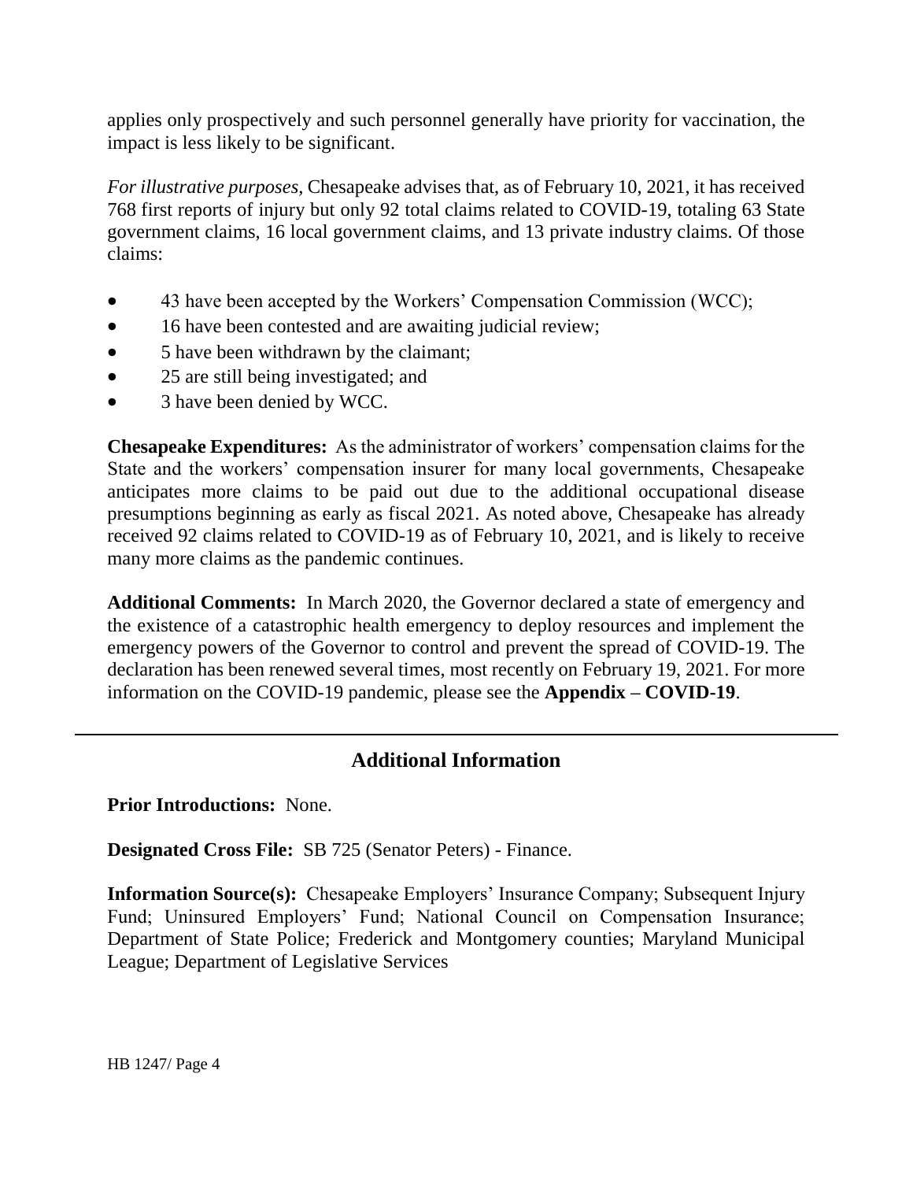applies only prospectively and such personnel generally have priority for vaccination, the impact is less likely to be significant.

*For illustrative purposes,* Chesapeake advises that, as of February 10, 2021, it has received 768 first reports of injury but only 92 total claims related to COVID-19, totaling 63 State government claims, 16 local government claims, and 13 private industry claims. Of those claims:

- 43 have been accepted by the Workers' Compensation Commission (WCC);
- 16 have been contested and are awaiting judicial review;
- 5 have been withdrawn by the claimant;
- 25 are still being investigated; and
- 3 have been denied by WCC.

**Chesapeake Expenditures:** As the administrator of workers' compensation claims for the State and the workers' compensation insurer for many local governments, Chesapeake anticipates more claims to be paid out due to the additional occupational disease presumptions beginning as early as fiscal 2021. As noted above, Chesapeake has already received 92 claims related to COVID-19 as of February 10, 2021, and is likely to receive many more claims as the pandemic continues.

**Additional Comments:** In March 2020, the Governor declared a state of emergency and the existence of a catastrophic health emergency to deploy resources and implement the emergency powers of the Governor to control and prevent the spread of COVID-19. The declaration has been renewed several times, most recently on February 19, 2021. For more information on the COVID-19 pandemic, please see the **Appendix – COVID-19**.

---

## Additional Information

**Prior Introductions:** None.

**Designated Cross File:** SB 725 (Senator Peters) - Finance.

**Information Source(s):** Chesapeake Employers' Insurance Company; Subsequent Injury Fund; Uninsured Employers' Fund; National Council on Compensation Insurance; Department of State Police; Frederick and Montgomery counties; Maryland Municipal League; Department of Legislative Services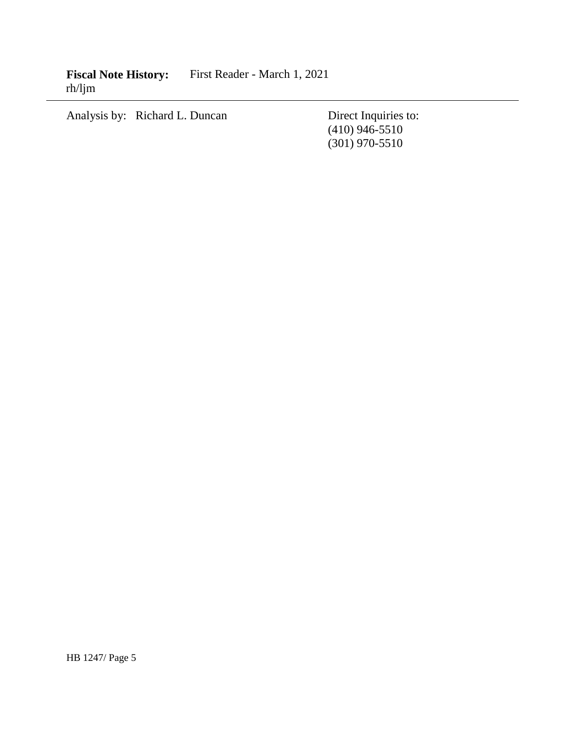**Fiscal Note History:** First Reader - March 1, 2021
rh/ljm

---

Analysis by: Richard L. Duncan

Direct Inquiries to:
(410) 946-5510
(301) 970-5510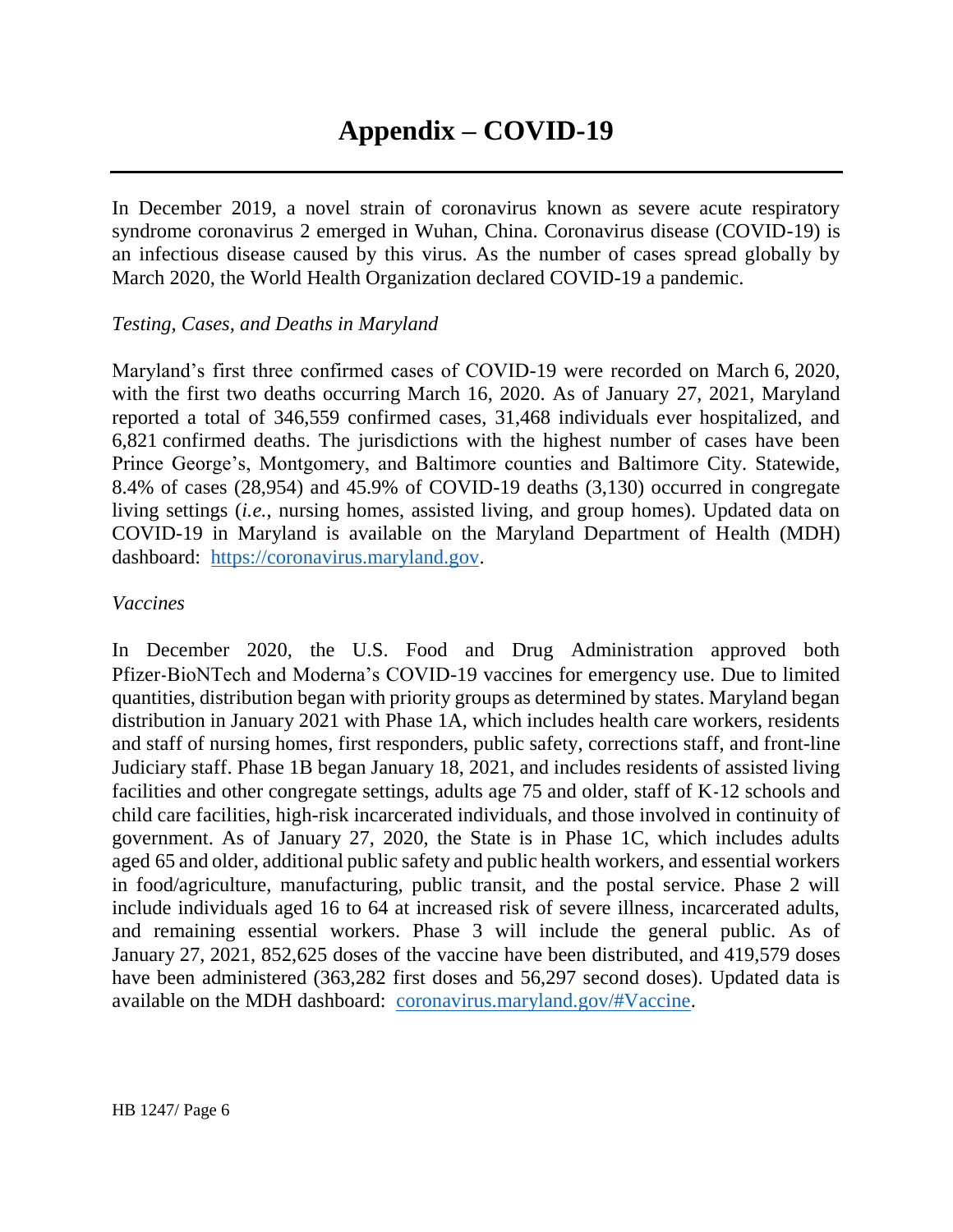# Appendix – COVID-19

In December 2019, a novel strain of coronavirus known as severe acute respiratory syndrome coronavirus 2 emerged in Wuhan, China. Coronavirus disease (COVID-19) is an infectious disease caused by this virus. As the number of cases spread globally by March 2020, the World Health Organization declared COVID-19 a pandemic.

*Testing, Cases, and Deaths in Maryland*

Maryland's first three confirmed cases of COVID-19 were recorded on March 6, 2020, with the first two deaths occurring March 16, 2020. As of January 27, 2021, Maryland reported a total of 346,559 confirmed cases, 31,468 individuals ever hospitalized, and 6,821 confirmed deaths. The jurisdictions with the highest number of cases have been Prince George's, Montgomery, and Baltimore counties and Baltimore City. Statewide, 8.4% of cases (28,954) and 45.9% of COVID-19 deaths (3,130) occurred in congregate living settings (*i.e.*, nursing homes, assisted living, and group homes). Updated data on COVID-19 in Maryland is available on the Maryland Department of Health (MDH) dashboard: [https://coronavirus.maryland.gov](https://coronavirus.maryland.gov).

*Vaccines*

In December 2020, the U.S. Food and Drug Administration approved both Pfizer-BioNTech and Moderna's COVID-19 vaccines for emergency use. Due to limited quantities, distribution began with priority groups as determined by states. Maryland began distribution in January 2021 with Phase 1A, which includes health care workers, residents and staff of nursing homes, first responders, public safety, corrections staff, and front-line Judiciary staff. Phase 1B began January 18, 2021, and includes residents of assisted living facilities and other congregate settings, adults age 75 and older, staff of K-12 schools and child care facilities, high-risk incarcerated individuals, and those involved in continuity of government. As of January 27, 2020, the State is in Phase 1C, which includes adults aged 65 and older, additional public safety and public health workers, and essential workers in food/agriculture, manufacturing, public transit, and the postal service. Phase 2 will include individuals aged 16 to 64 at increased risk of severe illness, incarcerated adults, and remaining essential workers. Phase 3 will include the general public. As of January 27, 2021, 852,625 doses of the vaccine have been distributed, and 419,579 doses have been administered (363,282 first doses and 56,297 second doses). Updated data is available on the MDH dashboard: [coronavirus.maryland.gov/#Vaccine](https://coronavirus.maryland.gov/#Vaccine).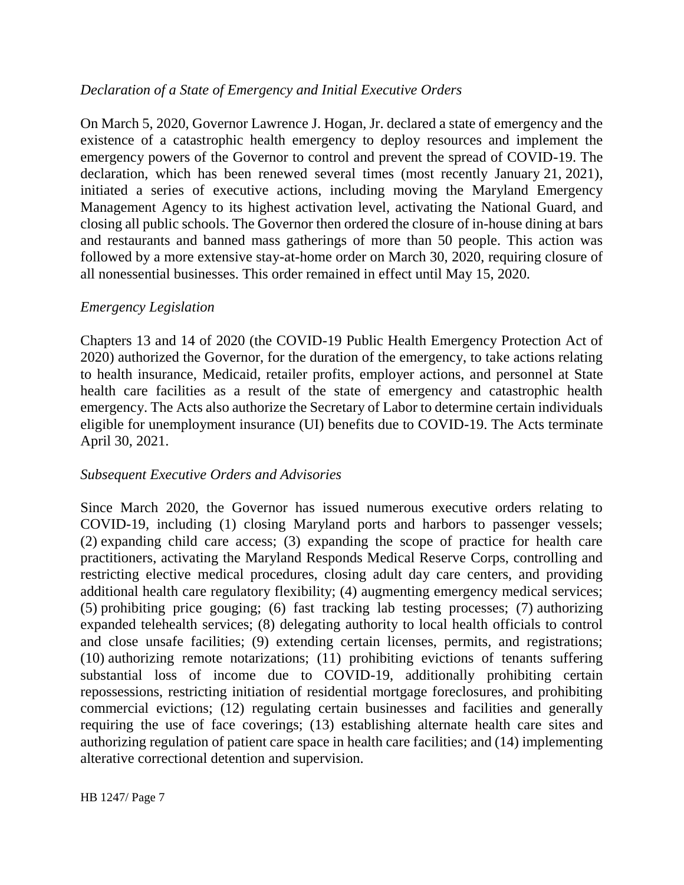*Declaration of a State of Emergency and Initial Executive Orders*

On March 5, 2020, Governor Lawrence J. Hogan, Jr. declared a state of emergency and the existence of a catastrophic health emergency to deploy resources and implement the emergency powers of the Governor to control and prevent the spread of COVID-19. The declaration, which has been renewed several times (most recently January 21, 2021), initiated a series of executive actions, including moving the Maryland Emergency Management Agency to its highest activation level, activating the National Guard, and closing all public schools. The Governor then ordered the closure of in-house dining at bars and restaurants and banned mass gatherings of more than 50 people. This action was followed by a more extensive stay-at-home order on March 30, 2020, requiring closure of all nonessential businesses. This order remained in effect until May 15, 2020.

*Emergency Legislation*

Chapters 13 and 14 of 2020 (the COVID-19 Public Health Emergency Protection Act of 2020) authorized the Governor, for the duration of the emergency, to take actions relating to health insurance, Medicaid, retailer profits, employer actions, and personnel at State health care facilities as a result of the state of emergency and catastrophic health emergency. The Acts also authorize the Secretary of Labor to determine certain individuals eligible for unemployment insurance (UI) benefits due to COVID-19. The Acts terminate April 30, 2021.

*Subsequent Executive Orders and Advisories*

Since March 2020, the Governor has issued numerous executive orders relating to COVID-19, including (1) closing Maryland ports and harbors to passenger vessels; (2) expanding child care access; (3) expanding the scope of practice for health care practitioners, activating the Maryland Responds Medical Reserve Corps, controlling and restricting elective medical procedures, closing adult day care centers, and providing additional health care regulatory flexibility; (4) augmenting emergency medical services; (5) prohibiting price gouging; (6) fast tracking lab testing processes; (7) authorizing expanded telehealth services; (8) delegating authority to local health officials to control and close unsafe facilities; (9) extending certain licenses, permits, and registrations; (10) authorizing remote notarizations; (11) prohibiting evictions of tenants suffering substantial loss of income due to COVID-19, additionally prohibiting certain repossessions, restricting initiation of residential mortgage foreclosures, and prohibiting commercial evictions; (12) regulating certain businesses and facilities and generally requiring the use of face coverings; (13) establishing alternate health care sites and authorizing regulation of patient care space in health care facilities; and (14) implementing alterative correctional detention and supervision.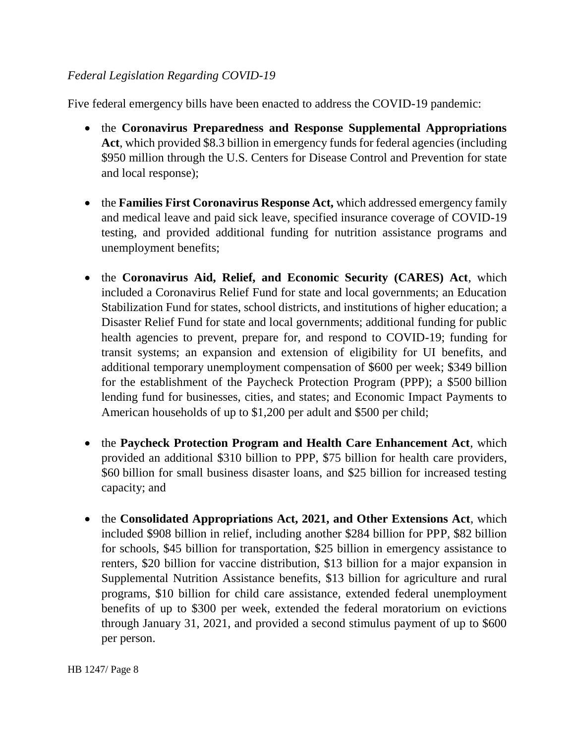*Federal Legislation Regarding COVID-19*

Five federal emergency bills have been enacted to address the COVID-19 pandemic:

- the **Coronavirus Preparedness and Response Supplemental Appropriations Act**, which provided $8.3 billion in emergency funds for federal agencies (including $950 million through the U.S. Centers for Disease Control and Prevention for state and local response);

- the **Families First Coronavirus Response Act,** which addressed emergency family and medical leave and paid sick leave, specified insurance coverage of COVID-19 testing, and provided additional funding for nutrition assistance programs and unemployment benefits;

- the **Coronavirus Aid, Relief, and Economic Security (CARES) Act**, which included a Coronavirus Relief Fund for state and local governments; an Education Stabilization Fund for states, school districts, and institutions of higher education; a Disaster Relief Fund for state and local governments; additional funding for public health agencies to prevent, prepare for, and respond to COVID-19; funding for transit systems; an expansion and extension of eligibility for UI benefits, and additional temporary unemployment compensation of $600 per week; $349 billion for the establishment of the Paycheck Protection Program (PPP); a $500 billion lending fund for businesses, cities, and states; and Economic Impact Payments to American households of up to $1,200 per adult and $500 per child;

- the **Paycheck Protection Program and Health Care Enhancement Act**, which provided an additional $310 billion to PPP, $75 billion for health care providers, $60 billion for small business disaster loans, and $25 billion for increased testing capacity; and

- the **Consolidated Appropriations Act, 2021, and Other Extensions Act**, which included $908 billion in relief, including another $284 billion for PPP, $82 billion for schools, $45 billion for transportation, $25 billion in emergency assistance to renters, $20 billion for vaccine distribution, $13 billion for a major expansion in Supplemental Nutrition Assistance benefits, $13 billion for agriculture and rural programs, $10 billion for child care assistance, extended federal unemployment benefits of up to $300 per week, extended the federal moratorium on evictions through January 31, 2021, and provided a second stimulus payment of up to $600 per person.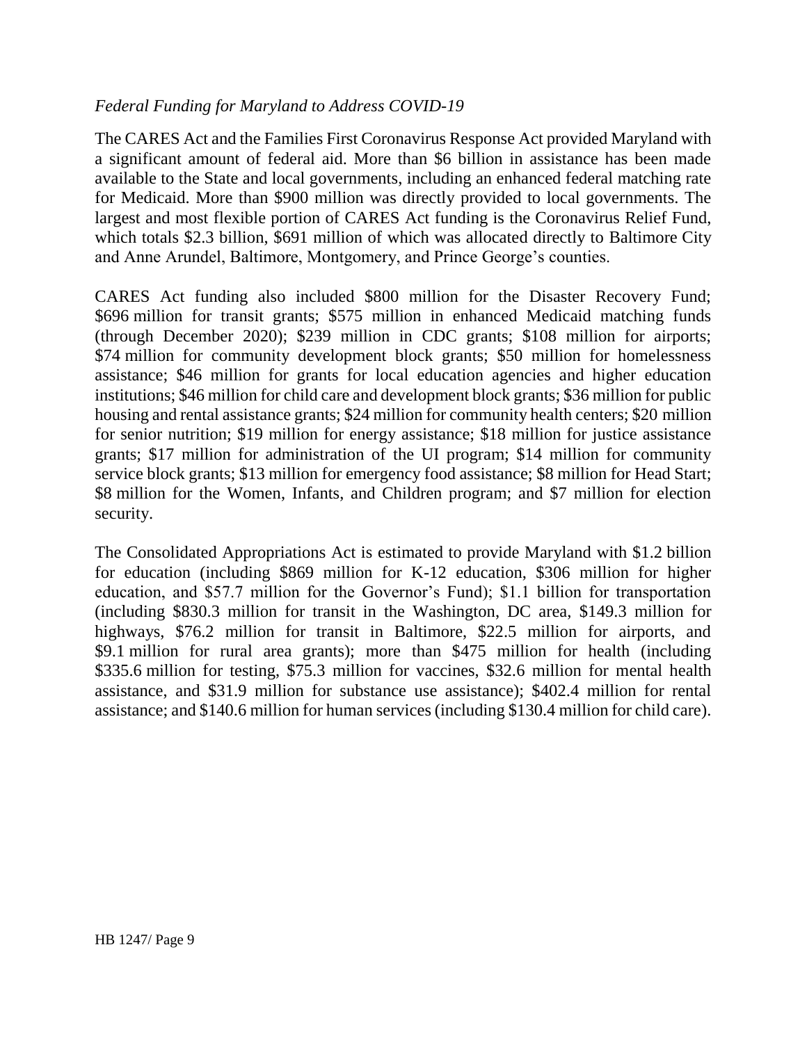*Federal Funding for Maryland to Address COVID-19*

The CARES Act and the Families First Coronavirus Response Act provided Maryland with a significant amount of federal aid. More than $6 billion in assistance has been made available to the State and local governments, including an enhanced federal matching rate for Medicaid. More than $900 million was directly provided to local governments. The largest and most flexible portion of CARES Act funding is the Coronavirus Relief Fund, which totals $2.3 billion, $691 million of which was allocated directly to Baltimore City and Anne Arundel, Baltimore, Montgomery, and Prince George's counties.

CARES Act funding also included $800 million for the Disaster Recovery Fund; $696 million for transit grants; $575 million in enhanced Medicaid matching funds (through December 2020); $239 million in CDC grants; $108 million for airports; $74 million for community development block grants; $50 million for homelessness assistance; $46 million for grants for local education agencies and higher education institutions; $46 million for child care and development block grants; $36 million for public housing and rental assistance grants; $24 million for community health centers; $20 million for senior nutrition; $19 million for energy assistance; $18 million for justice assistance grants; $17 million for administration of the UI program; $14 million for community service block grants; $13 million for emergency food assistance; $8 million for Head Start; $8 million for the Women, Infants, and Children program; and $7 million for election security.

The Consolidated Appropriations Act is estimated to provide Maryland with $1.2 billion for education (including $869 million for K-12 education, $306 million for higher education, and $57.7 million for the Governor's Fund); $1.1 billion for transportation (including $830.3 million for transit in the Washington, DC area, $149.3 million for highways, $76.2 million for transit in Baltimore, $22.5 million for airports, and $9.1 million for rural area grants); more than $475 million for health (including $335.6 million for testing, $75.3 million for vaccines, $32.6 million for mental health assistance, and $31.9 million for substance use assistance); $402.4 million for rental assistance; and $140.6 million for human services (including $130.4 million for child care).